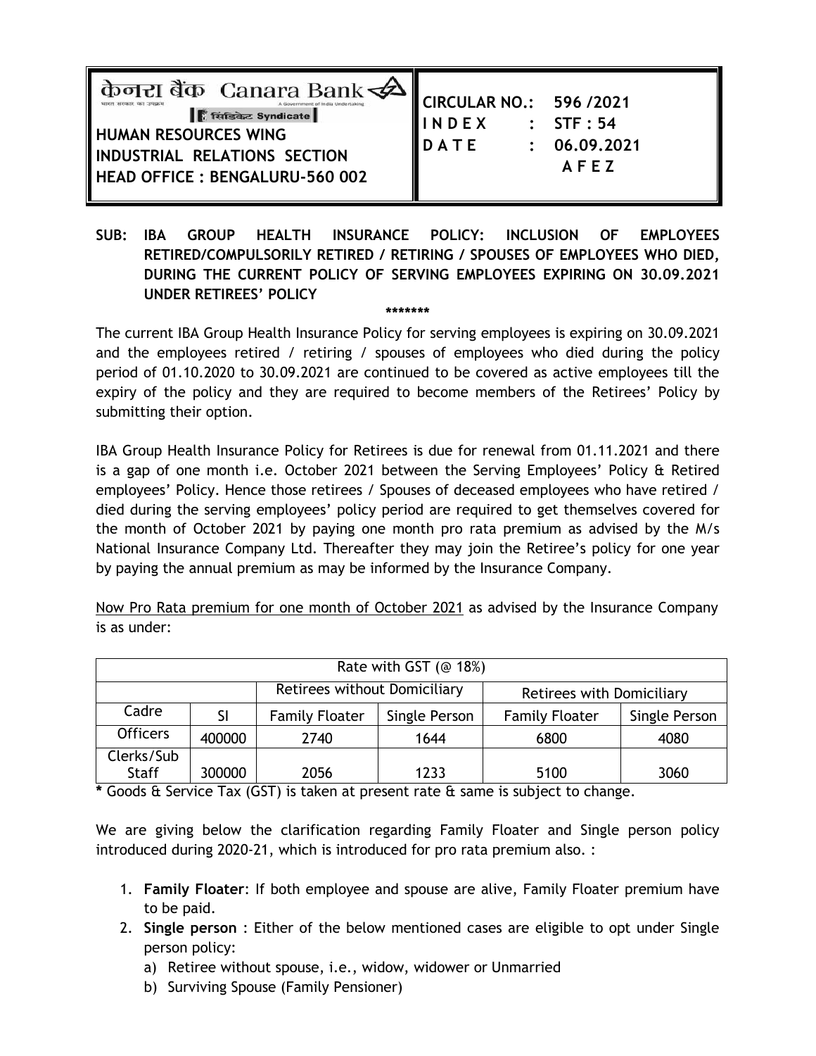केनरा बैंक Canara Bank

भारत सरकार का उपक्रम — A Government of India Undertaking

सिंडिकेट Syndicate

**HUMAN RESOURCES WING**
**INDUSTRIAL RELATIONS SECTION**
**HEAD OFFICE : BENGALURU-560 002**

**CIRCULAR NO.: 596 /2021**
**I N D E X : STF : 54**
**D A T E : 06.09.2021**
**A F E Z**

**SUB: IBA GROUP HEALTH INSURANCE POLICY: INCLUSION OF EMPLOYEES RETIRED/COMPULSORILY RETIRED / RETIRING / SPOUSES OF EMPLOYEES WHO DIED, DURING THE CURRENT POLICY OF SERVING EMPLOYEES EXPIRING ON 30.09.2021 UNDER RETIREES' POLICY**

*******

The current IBA Group Health Insurance Policy for serving employees is expiring on 30.09.2021 and the employees retired / retiring / spouses of employees who died during the policy period of 01.10.2020 to 30.09.2021 are continued to be covered as active employees till the expiry of the policy and they are required to become members of the Retirees' Policy by submitting their option.

IBA Group Health Insurance Policy for Retirees is due for renewal from 01.11.2021 and there is a gap of one month i.e. October 2021 between the Serving Employees' Policy & Retired employees' Policy. Hence those retirees / Spouses of deceased employees who have retired / died during the serving employees' policy period are required to get themselves covered for the month of October 2021 by paying one month pro rata premium as advised by the M/s National Insurance Company Ltd. Thereafter they may join the Retiree's policy for one year by paying the annual premium as may be informed by the Insurance Company.

Now Pro Rata premium for one month of October 2021 as advised by the Insurance Company is as under:

| Rate with GST (@ 18%) | | | | | |
|---|---|---|---|---|---|
| | | Retirees without Domiciliary | | Retirees with Domiciliary | |
| Cadre | SI | Family Floater | Single Person | Family Floater | Single Person |
| Officers | 400000 | 2740 | 1644 | 6800 | 4080 |
| Clerks/Sub Staff | 300000 | 2056 | 1233 | 5100 | 3060 |

**\*** Goods & Service Tax (GST) is taken at present rate & same is subject to change.

We are giving below the clarification regarding Family Floater and Single person policy introduced during 2020-21, which is introduced for pro rata premium also. :

1. **Family Floater**: If both employee and spouse are alive, Family Floater premium have to be paid.
2. **Single person** : Either of the below mentioned cases are eligible to opt under Single person policy:
   a) Retiree without spouse, i.e., widow, widower or Unmarried
   b) Surviving Spouse (Family Pensioner)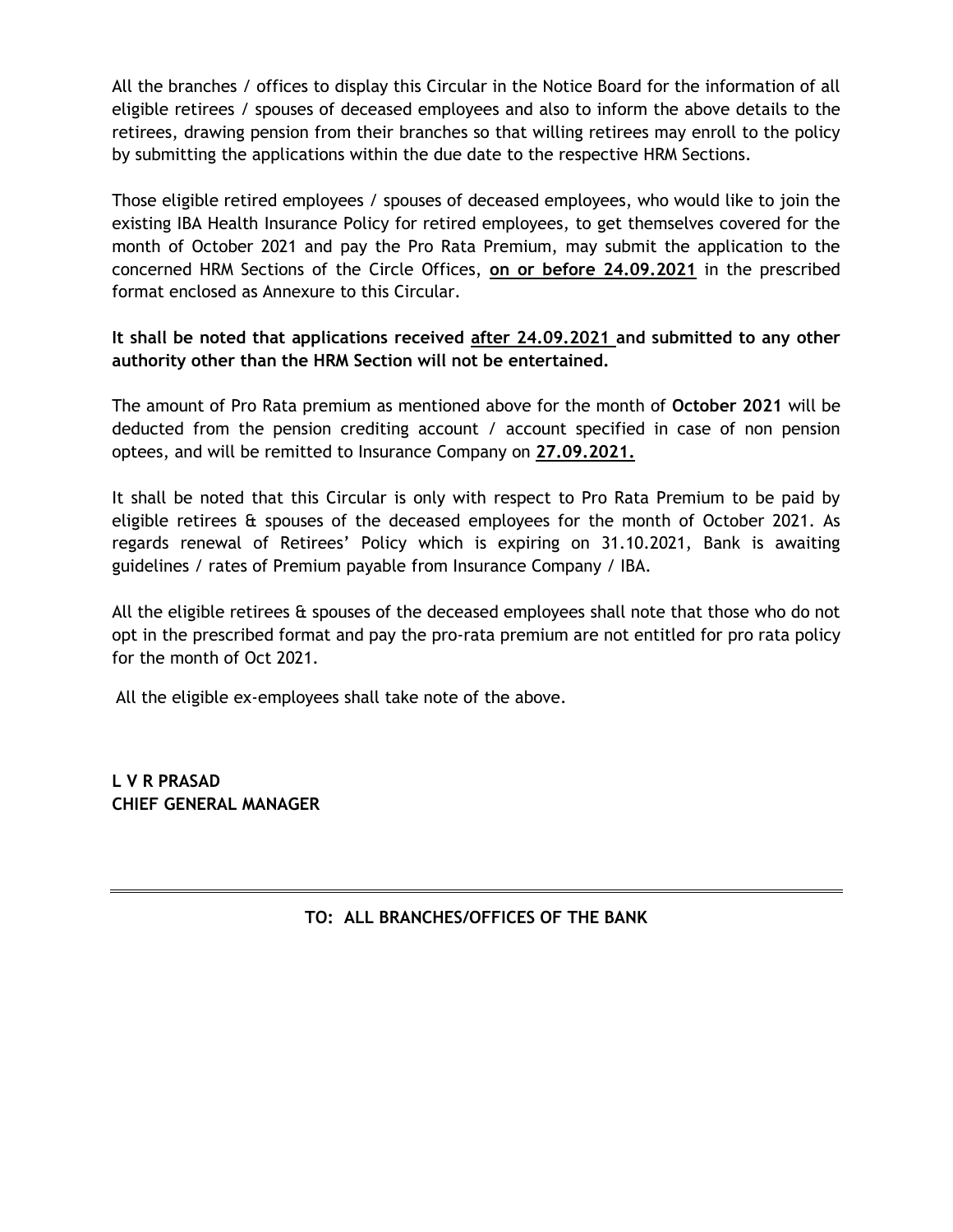All the branches / offices to display this Circular in the Notice Board for the information of all eligible retirees / spouses of deceased employees and also to inform the above details to the retirees, drawing pension from their branches so that willing retirees may enroll to the policy by submitting the applications within the due date to the respective HRM Sections.

Those eligible retired employees / spouses of deceased employees, who would like to join the existing IBA Health Insurance Policy for retired employees, to get themselves covered for the month of October 2021 and pay the Pro Rata Premium, may submit the application to the concerned HRM Sections of the Circle Offices, **on or before 24.09.2021** in the prescribed format enclosed as Annexure to this Circular.

**It shall be noted that applications received after 24.09.2021 and submitted to any other authority other than the HRM Section will not be entertained.**

The amount of Pro Rata premium as mentioned above for the month of **October 2021** will be deducted from the pension crediting account / account specified in case of non pension optees, and will be remitted to Insurance Company on **27.09.2021.**

It shall be noted that this Circular is only with respect to Pro Rata Premium to be paid by eligible retirees & spouses of the deceased employees for the month of October 2021. As regards renewal of Retirees' Policy which is expiring on 31.10.2021, Bank is awaiting guidelines / rates of Premium payable from Insurance Company / IBA.

All the eligible retirees & spouses of the deceased employees shall note that those who do not opt in the prescribed format and pay the pro-rata premium are not entitled for pro rata policy for the month of Oct 2021.

All the eligible ex-employees shall take note of the above.

**L V R PRASAD**
**CHIEF GENERAL MANAGER**

---

**TO: ALL BRANCHES/OFFICES OF THE BANK**